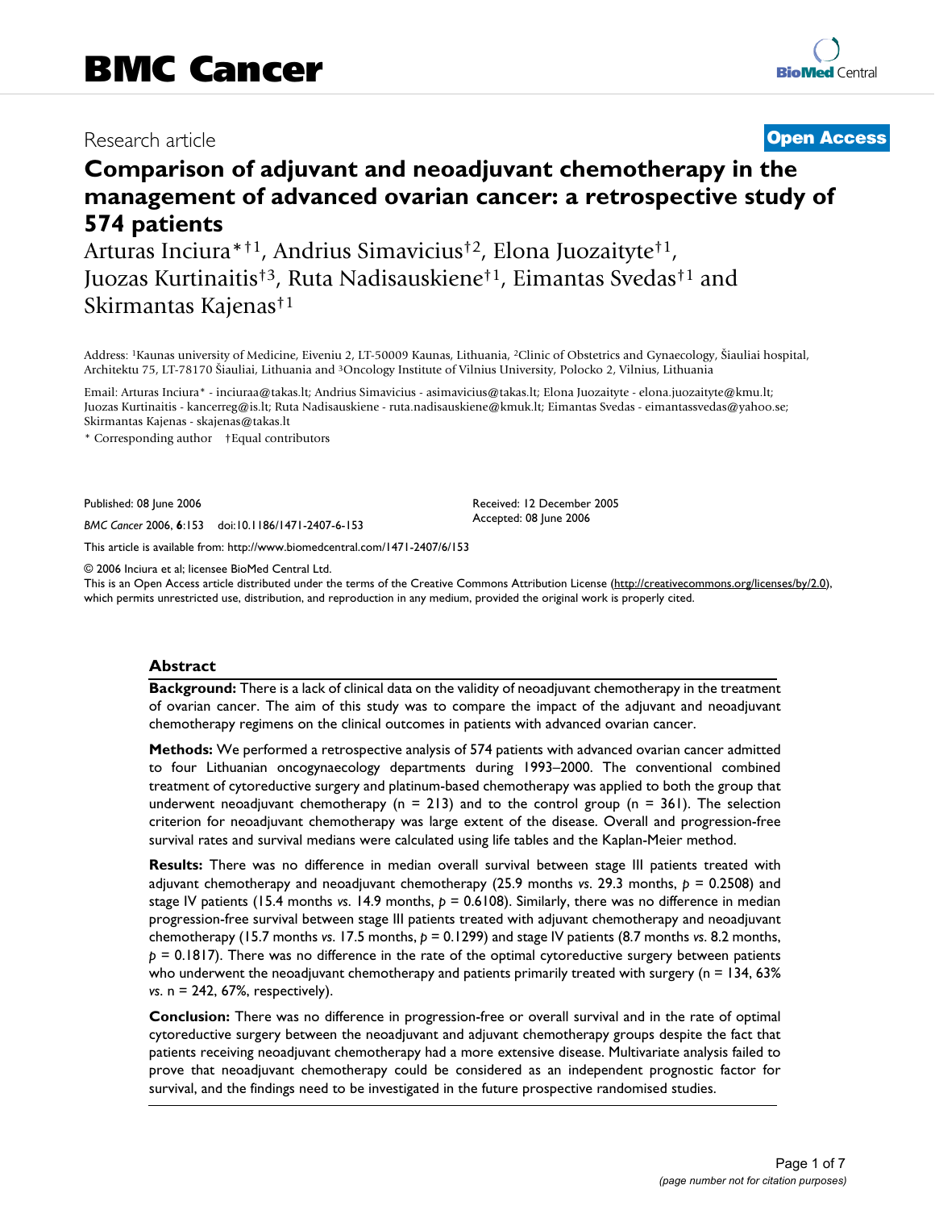# BMC Cancer

Research article **Open Access**

## Comparison of adjuvant and neoadjuvant chemotherapy in the management of advanced ovarian cancer: a retrospective study of 574 patients

Arturas Inciura*†[1], Andrius Simavicius†[2], Elona Juozaityte†[1], Juozas Kurtinaitis†[3], Ruta Nadisauskiene†[1], Eimantas Svedas†[1] and Skirmantas Kajenas†[1]

Address: [1]Kaunas university of Medicine, Eiveniu 2, LT-50009 Kaunas, Lithuania, [2]Clinic of Obstetrics and Gynaecology, Šiauliai hospital, Architektu 75, LT-78170 Šiauliai, Lithuania and [3]Oncology Institute of Vilnius University, Polocko 2, Vilnius, Lithuania

Email: Arturas Inciura* - inciuraa@takas.lt; Andrius Simavicius - asimavicius@takas.lt; Elona Juozaityte - elona.juozaityte@kmu.lt; Juozas Kurtinaitis - kancerreg@is.lt; Ruta Nadisauskiene - ruta.nadisauskiene@kmuk.lt; Eimantas Svedas - eimantassvedas@yahoo.se; Skirmantas Kajenas - skajenas@takas.lt

\* Corresponding author †Equal contributors

Published: 08 June 2006

*BMC Cancer* 2006, **6**:153 doi:10.1186/1471-2407-6-153

Received: 12 December 2005
Accepted: 08 June 2006

This article is available from: http://www.biomedcentral.com/1471-2407/6/153

© 2006 Inciura et al; licensee BioMed Central Ltd.
This is an Open Access article distributed under the terms of the Creative Commons Attribution License (http://creativecommons.org/licenses/by/2.0), which permits unrestricted use, distribution, and reproduction in any medium, provided the original work is properly cited.

### Abstract

**Background:** There is a lack of clinical data on the validity of neoadjuvant chemotherapy in the treatment of ovarian cancer. The aim of this study was to compare the impact of the adjuvant and neoadjuvant chemotherapy regimens on the clinical outcomes in patients with advanced ovarian cancer.

**Methods:** We performed a retrospective analysis of 574 patients with advanced ovarian cancer admitted to four Lithuanian oncogynaecology departments during 1993–2000. The conventional combined treatment of cytoreductive surgery and platinum-based chemotherapy was applied to both the group that underwent neoadjuvant chemotherapy (n = 213) and to the control group (n = 361). The selection criterion for neoadjuvant chemotherapy was large extent of the disease. Overall and progression-free survival rates and survival medians were calculated using life tables and the Kaplan-Meier method.

**Results:** There was no difference in median overall survival between stage III patients treated with adjuvant chemotherapy and neoadjuvant chemotherapy (25.9 months *vs.* 29.3 months, $p = 0.2508$) and stage IV patients (15.4 months *vs.* 14.9 months, $p = 0.6108$). Similarly, there was no difference in median progression-free survival between stage III patients treated with adjuvant chemotherapy and neoadjuvant chemotherapy (15.7 months *vs.* 17.5 months, $p = 0.1299$) and stage IV patients (8.7 months *vs.* 8.2 months, $p = 0.1817$). There was no difference in the rate of the optimal cytoreductive surgery between patients who underwent the neoadjuvant chemotherapy and patients primarily treated with surgery (n = 134, 63% *vs.* n = 242, 67%, respectively).

**Conclusion:** There was no difference in progression-free or overall survival and in the rate of optimal cytoreductive surgery between the neoadjuvant and adjuvant chemotherapy groups despite the fact that patients receiving neoadjuvant chemotherapy had a more extensive disease. Multivariate analysis failed to prove that neoadjuvant chemotherapy could be considered as an independent prognostic factor for survival, and the findings need to be investigated in the future prospective randomised studies.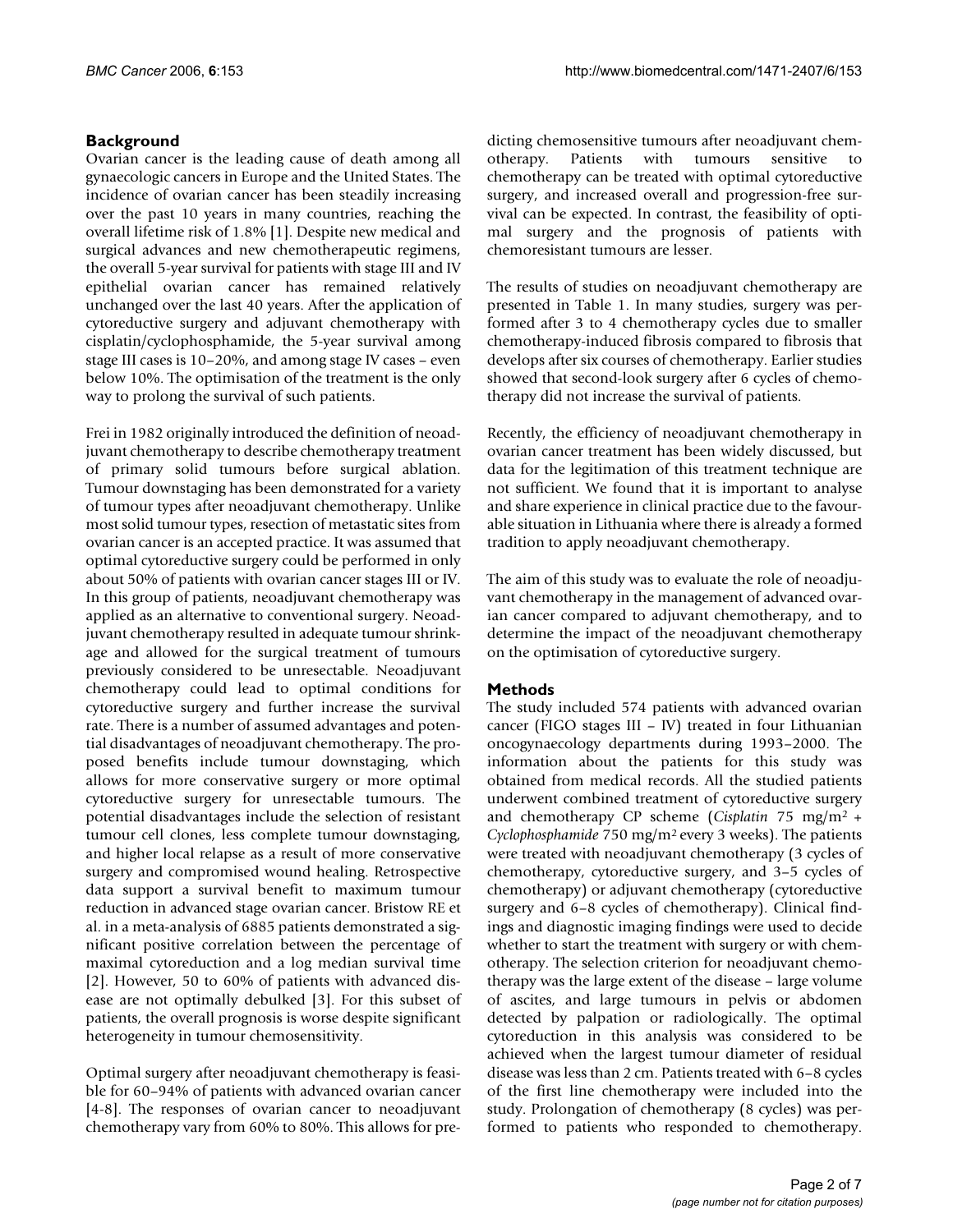## Background

Ovarian cancer is the leading cause of death among all gynaecologic cancers in Europe and the United States. The incidence of ovarian cancer has been steadily increasing over the past 10 years in many countries, reaching the overall lifetime risk of 1.8% [1]. Despite new medical and surgical advances and new chemotherapeutic regimens, the overall 5-year survival for patients with stage III and IV epithelial ovarian cancer has remained relatively unchanged over the last 40 years. After the application of cytoreductive surgery and adjuvant chemotherapy with cisplatin/cyclophosphamide, the 5-year survival among stage III cases is 10–20%, and among stage IV cases – even below 10%. The optimisation of the treatment is the only way to prolong the survival of such patients.

Frei in 1982 originally introduced the definition of neoadjuvant chemotherapy to describe chemotherapy treatment of primary solid tumours before surgical ablation. Tumour downstaging has been demonstrated for a variety of tumour types after neoadjuvant chemotherapy. Unlike most solid tumour types, resection of metastatic sites from ovarian cancer is an accepted practice. It was assumed that optimal cytoreductive surgery could be performed in only about 50% of patients with ovarian cancer stages III or IV. In this group of patients, neoadjuvant chemotherapy was applied as an alternative to conventional surgery. Neoadjuvant chemotherapy resulted in adequate tumour shrinkage and allowed for the surgical treatment of tumours previously considered to be unresectable. Neoadjuvant chemotherapy could lead to optimal conditions for cytoreductive surgery and further increase the survival rate. There is a number of assumed advantages and potential disadvantages of neoadjuvant chemotherapy. The proposed benefits include tumour downstaging, which allows for more conservative surgery or more optimal cytoreductive surgery for unresectable tumours. The potential disadvantages include the selection of resistant tumour cell clones, less complete tumour downstaging, and higher local relapse as a result of more conservative surgery and compromised wound healing. Retrospective data support a survival benefit to maximum tumour reduction in advanced stage ovarian cancer. Bristow RE et al. in a meta-analysis of 6885 patients demonstrated a significant positive correlation between the percentage of maximal cytoreduction and a log median survival time [2]. However, 50 to 60% of patients with advanced disease are not optimally debulked [3]. For this subset of patients, the overall prognosis is worse despite significant heterogeneity in tumour chemosensitivity.

Optimal surgery after neoadjuvant chemotherapy is feasible for 60–94% of patients with advanced ovarian cancer [4-8]. The responses of ovarian cancer to neoadjuvant chemotherapy vary from 60% to 80%. This allows for predicting chemosensitive tumours after neoadjuvant chemotherapy. Patients with tumours sensitive to chemotherapy can be treated with optimal cytoreductive surgery, and increased overall and progression-free survival can be expected. In contrast, the feasibility of optimal surgery and the prognosis of patients with chemoresistant tumours are lesser.

The results of studies on neoadjuvant chemotherapy are presented in Table 1. In many studies, surgery was performed after 3 to 4 chemotherapy cycles due to smaller chemotherapy-induced fibrosis compared to fibrosis that develops after six courses of chemotherapy. Earlier studies showed that second-look surgery after 6 cycles of chemotherapy did not increase the survival of patients.

Recently, the efficiency of neoadjuvant chemotherapy in ovarian cancer treatment has been widely discussed, but data for the legitimation of this treatment technique are not sufficient. We found that it is important to analyse and share experience in clinical practice due to the favourable situation in Lithuania where there is already a formed tradition to apply neoadjuvant chemotherapy.

The aim of this study was to evaluate the role of neoadjuvant chemotherapy in the management of advanced ovarian cancer compared to adjuvant chemotherapy, and to determine the impact of the neoadjuvant chemotherapy on the optimisation of cytoreductive surgery.

## Methods

The study included 574 patients with advanced ovarian cancer (FIGO stages III – IV) treated in four Lithuanian oncogynaecology departments during 1993–2000. The information about the patients for this study was obtained from medical records. All the studied patients underwent combined treatment of cytoreductive surgery and chemotherapy CP scheme (*Cisplatin* 75 mg/m$^2$ + *Cyclophosphamide* 750 mg/m$^2$ every 3 weeks). The patients were treated with neoadjuvant chemotherapy (3 cycles of chemotherapy, cytoreductive surgery, and 3–5 cycles of chemotherapy) or adjuvant chemotherapy (cytoreductive surgery and 6–8 cycles of chemotherapy). Clinical findings and diagnostic imaging findings were used to decide whether to start the treatment with surgery or with chemotherapy. The selection criterion for neoadjuvant chemotherapy was the large extent of the disease – large volume of ascites, and large tumours in pelvis or abdomen detected by palpation or radiologically. The optimal cytoreduction in this analysis was considered to be achieved when the largest tumour diameter of residual disease was less than 2 cm. Patients treated with 6–8 cycles of the first line chemotherapy were included into the study. Prolongation of chemotherapy (8 cycles) was performed to patients who responded to chemotherapy.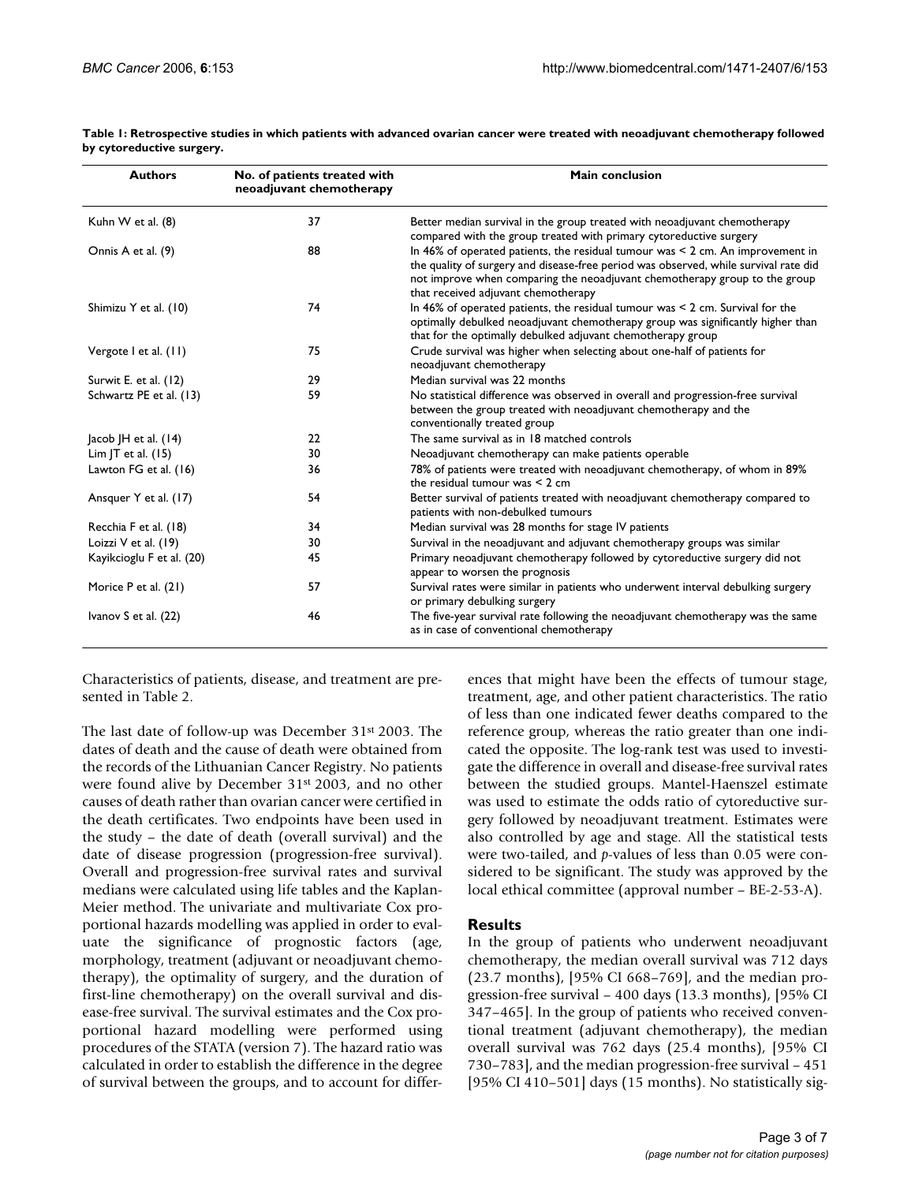**Table 1: Retrospective studies in which patients with advanced ovarian cancer were treated with neoadjuvant chemotherapy followed by cytoreductive surgery.**

| Authors | No. of patients treated with neoadjuvant chemotherapy | Main conclusion |
| --- | --- | --- |
| Kuhn W et al. (8) | 37 | Better median survival in the group treated with neoadjuvant chemotherapy compared with the group treated with primary cytoreductive surgery |
| Onnis A et al. (9) | 88 | In 46% of operated patients, the residual tumour was < 2 cm. An improvement in the quality of surgery and disease-free period was observed, while survival rate did not improve when comparing the neoadjuvant chemotherapy group to the group that received adjuvant chemotherapy |
| Shimizu Y et al. (10) | 74 | In 46% of operated patients, the residual tumour was < 2 cm. Survival for the optimally debulked neoadjuvant chemotherapy group was significantly higher than that for the optimally debulked adjuvant chemotherapy group |
| Vergote I et al. (11) | 75 | Crude survival was higher when selecting about one-half of patients for neoadjuvant chemotherapy |
| Surwit E. et al. (12) | 29 | Median survival was 22 months |
| Schwartz PE et al. (13) | 59 | No statistical difference was observed in overall and progression-free survival between the group treated with neoadjuvant chemotherapy and the conventionally treated group |
| Jacob JH et al. (14) | 22 | The same survival as in 18 matched controls |
| Lim JT et al. (15) | 30 | Neoadjuvant chemotherapy can make patients operable |
| Lawton FG et al. (16) | 36 | 78% of patients were treated with neoadjuvant chemotherapy, of whom in 89% the residual tumour was < 2 cm |
| Ansquer Y et al. (17) | 54 | Better survival of patients treated with neoadjuvant chemotherapy compared to patients with non-debulked tumours |
| Recchia F et al. (18) | 34 | Median survival was 28 months for stage IV patients |
| Loizzi V et al. (19) | 30 | Survival in the neoadjuvant and adjuvant chemotherapy groups was similar |
| Kayikcioglu F et al. (20) | 45 | Primary neoadjuvant chemotherapy followed by cytoreductive surgery did not appear to worsen the prognosis |
| Morice P et al. (21) | 57 | Survival rates were similar in patients who underwent interval debulking surgery or primary debulking surgery |
| Ivanov S et al. (22) | 46 | The five-year survival rate following the neoadjuvant chemotherapy was the same as in case of conventional chemotherapy |

Characteristics of patients, disease, and treatment are presented in Table 2.

The last date of follow-up was December 31st 2003. The dates of death and the cause of death were obtained from the records of the Lithuanian Cancer Registry. No patients were found alive by December 31st 2003, and no other causes of death rather than ovarian cancer were certified in the death certificates. Two endpoints have been used in the study – the date of death (overall survival) and the date of disease progression (progression-free survival). Overall and progression-free survival rates and survival medians were calculated using life tables and the Kaplan-Meier method. The univariate and multivariate Cox proportional hazards modelling was applied in order to evaluate the significance of prognostic factors (age, morphology, treatment (adjuvant or neoadjuvant chemotherapy), the optimality of surgery, and the duration of first-line chemotherapy) on the overall survival and disease-free survival. The survival estimates and the Cox proportional hazard modelling were performed using procedures of the STATA (version 7). The hazard ratio was calculated in order to establish the difference in the degree of survival between the groups, and to account for differences that might have been the effects of tumour stage, treatment, age, and other patient characteristics. The ratio of less than one indicated fewer deaths compared to the reference group, whereas the ratio greater than one indicated the opposite. The log-rank test was used to investigate the difference in overall and disease-free survival rates between the studied groups. Mantel-Haenszel estimate was used to estimate the odds ratio of cytoreductive surgery followed by neoadjuvant treatment. Estimates were also controlled by age and stage. All the statistical tests were two-tailed, and *p*-values of less than 0.05 were considered to be significant. The study was approved by the local ethical committee (approval number – BE-2-53-A).

## Results

In the group of patients who underwent neoadjuvant chemotherapy, the median overall survival was 712 days (23.7 months), [95% CI 668–769], and the median progression-free survival – 400 days (13.3 months), [95% CI 347–465]. In the group of patients who received conventional treatment (adjuvant chemotherapy), the median overall survival was 762 days (25.4 months), [95% CI 730–783], and the median progression-free survival – 451 [95% CI 410–501] days (15 months). No statistically sig-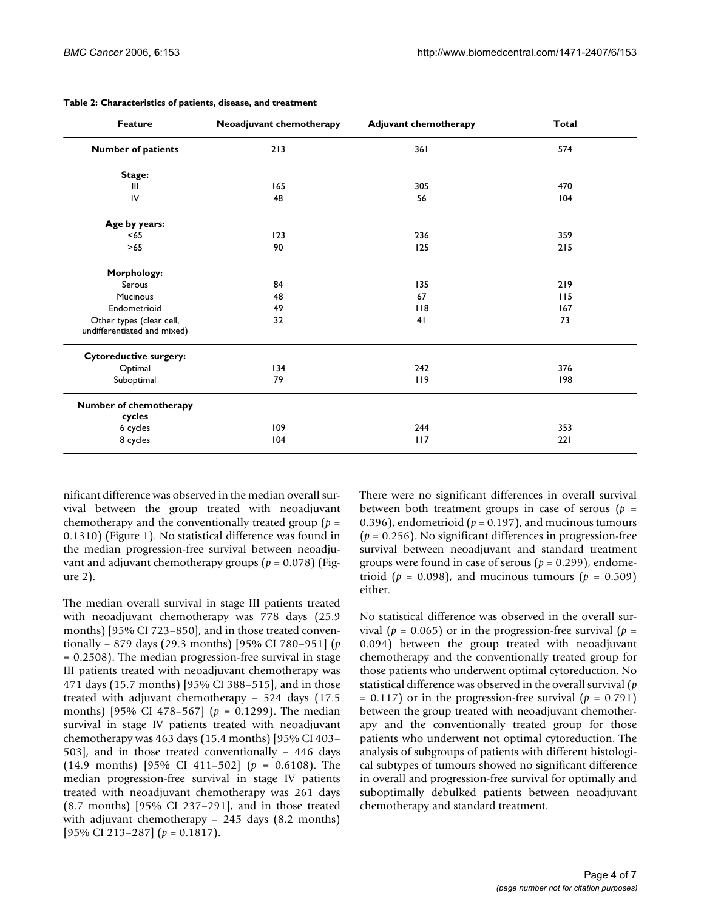**Table 2: Characteristics of patients, disease, and treatment**

| Feature | Neoadjuvant chemotherapy | Adjuvant chemotherapy | Total |
| --- | --- | --- | --- |
| **Number of patients** | 213 | 361 | 574 |
| **Stage:** | | | |
| III | 165 | 305 | 470 |
| IV | 48 | 56 | 104 |
| **Age by years:** | | | |
| <65 | 123 | 236 | 359 |
| >65 | 90 | 125 | 215 |
| **Morphology:** | | | |
| Serous | 84 | 135 | 219 |
| Mucinous | 48 | 67 | 115 |
| Endometrioid | 49 | 118 | 167 |
| Other types (clear cell, undifferentiated and mixed) | 32 | 41 | 73 |
| **Cytoreductive surgery:** | | | |
| Optimal | 134 | 242 | 376 |
| Suboptimal | 79 | 119 | 198 |
| **Number of chemotherapy cycles** | | | |
| 6 cycles | 109 | 244 | 353 |
| 8 cycles | 104 | 117 | 221 |

nificant difference was observed in the median overall survival between the group treated with neoadjuvant chemotherapy and the conventionally treated group ($p$ = 0.1310) (Figure 1). No statistical difference was found in the median progression-free survival between neoadjuvant and adjuvant chemotherapy groups ($p$ = 0.078) (Figure 2).

The median overall survival in stage III patients treated with neoadjuvant chemotherapy was 778 days (25.9 months) [95% CI 723–850], and in those treated conventionally – 879 days (29.3 months) [95% CI 780–951] ($p$ = 0.2508). The median progression-free survival in stage III patients treated with neoadjuvant chemotherapy was 471 days (15.7 months) [95% CI 388–515], and in those treated with adjuvant chemotherapy – 524 days (17.5 months) [95% CI 478–567] ($p$ = 0.1299). The median survival in stage IV patients treated with neoadjuvant chemotherapy was 463 days (15.4 months) [95% CI 403–503], and in those treated conventionally – 446 days (14.9 months) [95% CI 411–502] ($p$ = 0.6108). The median progression-free survival in stage IV patients treated with neoadjuvant chemotherapy was 261 days (8.7 months) [95% CI 237–291], and in those treated with adjuvant chemotherapy – 245 days (8.2 months) [95% CI 213–287] ($p$ = 0.1817).

There were no significant differences in overall survival between both treatment groups in case of serous ($p$ = 0.396), endometrioid ($p$ = 0.197), and mucinous tumours ($p$ = 0.256). No significant differences in progression-free survival between neoadjuvant and standard treatment groups were found in case of serous ($p$ = 0.299), endometrioid ($p$ = 0.098), and mucinous tumours ($p$ = 0.509) either.

No statistical difference was observed in the overall survival ($p$ = 0.065) or in the progression-free survival ($p$ = 0.094) between the group treated with neoadjuvant chemotherapy and the conventionally treated group for those patients who underwent optimal cytoreduction. No statistical difference was observed in the overall survival ($p$ = 0.117) or in the progression-free survival ($p$ = 0.791) between the group treated with neoadjuvant chemotherapy and the conventionally treated group for those patients who underwent not optimal cytoreduction. The analysis of subgroups of patients with different histological subtypes of tumours showed no significant difference in overall and progression-free survival for optimally and suboptimally debulked patients between neoadjuvant chemotherapy and standard treatment.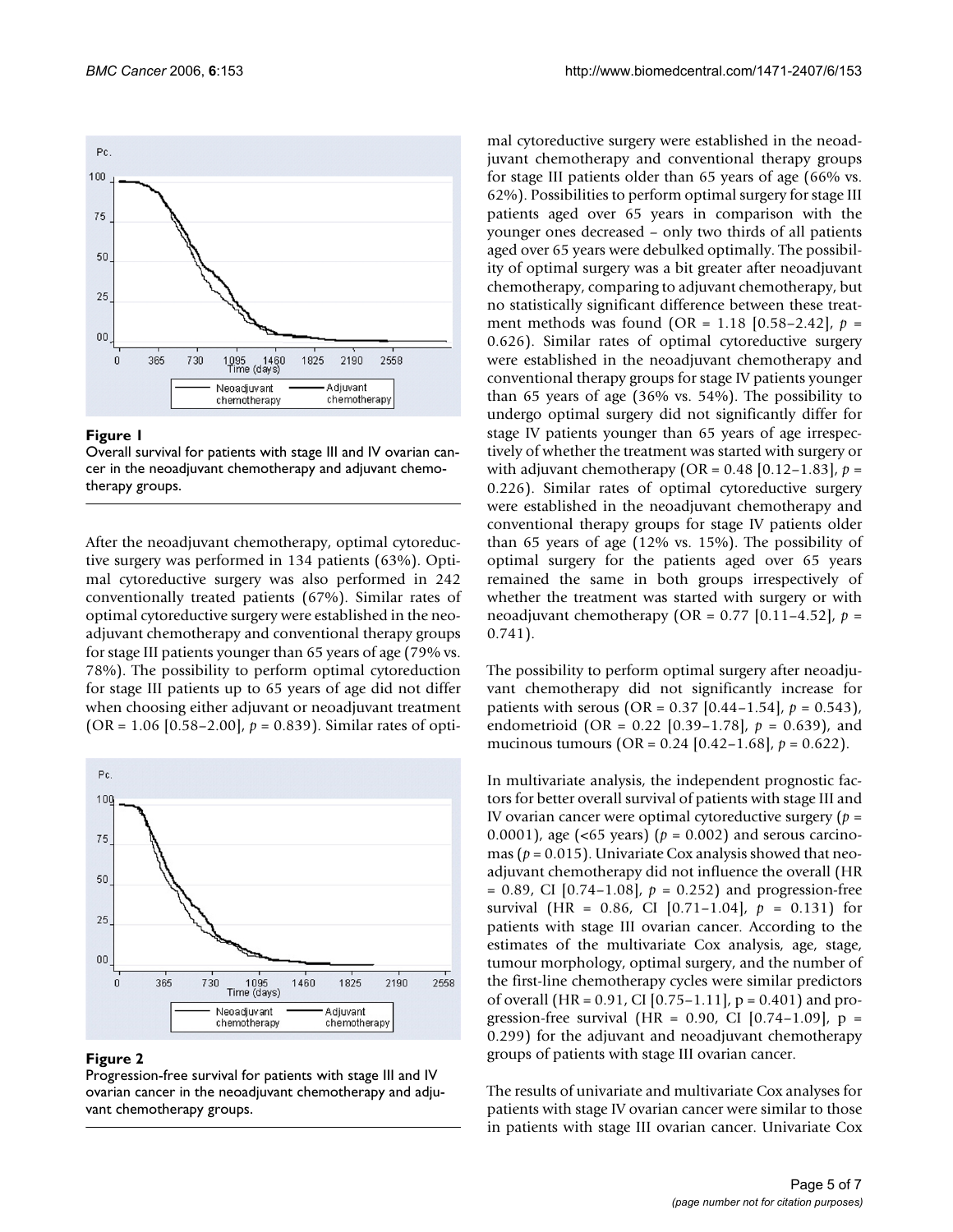Figure 1

Overall survival for patients with stage III and IV ovarian cancer in the neoadjuvant chemotherapy and adjuvant chemotherapy groups.

After the neoadjuvant chemotherapy, optimal cytoreductive surgery was performed in 134 patients (63%). Optimal cytoreductive surgery was also performed in 242 conventionally treated patients (67%). Similar rates of optimal cytoreductive surgery were established in the neoadjuvant chemotherapy and conventional therapy groups for stage III patients younger than 65 years of age (79% vs. 78%). The possibility to perform optimal cytoreduction for stage III patients up to 65 years of age did not differ when choosing either adjuvant or neoadjuvant treatment (OR = 1.06 [0.58–2.00], *p* = 0.839). Similar rates of optimal cytoreductive surgery were established in the neoadjuvant chemotherapy and conventional therapy groups for stage III patients older than 65 years of age (66% vs. 62%). Possibilities to perform optimal surgery for stage III patients aged over 65 years in comparison with the younger ones decreased – only two thirds of all patients aged over 65 years were debulked optimally. The possibility of optimal surgery was a bit greater after neoadjuvant chemotherapy, comparing to adjuvant chemotherapy, but no statistically significant difference between these treatment methods was found (OR = 1.18 [0.58–2.42], *p* = 0.626). Similar rates of optimal cytoreductive surgery were established in the neoadjuvant chemotherapy and conventional therapy groups for stage IV patients younger than 65 years of age (36% vs. 54%). The possibility to undergo optimal surgery did not significantly differ for stage IV patients younger than 65 years of age irrespectively of whether the treatment was started with surgery or with adjuvant chemotherapy (OR = 0.48 [0.12–1.83], *p* = 0.226). Similar rates of optimal cytoreductive surgery were established in the neoadjuvant chemotherapy and conventional therapy groups for stage IV patients older than 65 years of age (12% vs. 15%). The possibility of optimal surgery for the patients aged over 65 years remained the same in both groups irrespectively of whether the treatment was started with surgery or with neoadjuvant chemotherapy (OR = 0.77 [0.11–4.52], *p* = 0.741).

The possibility to perform optimal surgery after neoadjuvant chemotherapy did not significantly increase for patients with serous (OR = 0.37 [0.44–1.54], *p* = 0.543), endometrioid (OR = 0.22 [0.39–1.78], *p* = 0.639), and mucinous tumours (OR = 0.24 [0.42–1.68], *p* = 0.622).

In multivariate analysis, the independent prognostic factors for better overall survival of patients with stage III and IV ovarian cancer were optimal cytoreductive surgery (*p* = 0.0001), age (<65 years) (*p* = 0.002) and serous carcinomas (*p* = 0.015). Univariate Cox analysis showed that neoadjuvant chemotherapy did not influence the overall (HR = 0.89, CI [0.74–1.08], *p* = 0.252) and progression-free survival (HR = 0.86, CI [0.71–1.04], *p* = 0.131) for patients with stage III ovarian cancer. According to the estimates of the multivariate Cox analysis, age, stage, tumour morphology, optimal surgery, and the number of the first-line chemotherapy cycles were similar predictors of overall (HR = 0.91, CI [0.75–1.11], p = 0.401) and progression-free survival (HR = 0.90, CI [0.74–1.09], p = 0.299) for the adjuvant and neoadjuvant chemotherapy groups of patients with stage III ovarian cancer.

Figure 2

Progression-free survival for patients with stage III and IV ovarian cancer in the neoadjuvant chemotherapy and adjuvant chemotherapy groups.

The results of univariate and multivariate Cox analyses for patients with stage IV ovarian cancer were similar to those in patients with stage III ovarian cancer. Univariate Cox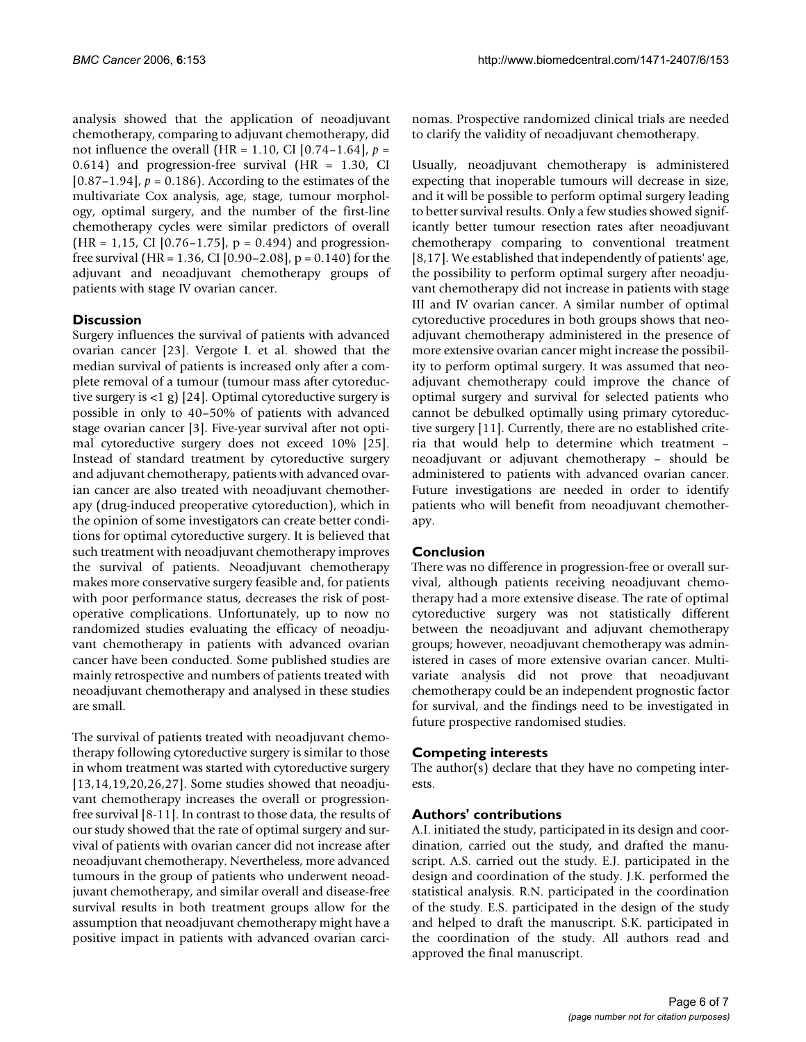analysis showed that the application of neoadjuvant chemotherapy, comparing to adjuvant chemotherapy, did not influence the overall (HR = 1.10, CI [0.74–1.64], $p$ = 0.614) and progression-free survival (HR = 1.30, CI [0.87–1.94], $p$ = 0.186). According to the estimates of the multivariate Cox analysis, age, stage, tumour morphology, optimal surgery, and the number of the first-line chemotherapy cycles were similar predictors of overall (HR = 1,15, CI [0.76–1.75], p = 0.494) and progression-free survival (HR = 1.36, CI [0.90–2.08], p = 0.140) for the adjuvant and neoadjuvant chemotherapy groups of patients with stage IV ovarian cancer.

## Discussion

Surgery influences the survival of patients with advanced ovarian cancer [23]. Vergote I. et al. showed that the median survival of patients is increased only after a complete removal of a tumour (tumour mass after cytoreductive surgery is <1 g) [24]. Optimal cytoreductive surgery is possible in only to 40–50% of patients with advanced stage ovarian cancer [3]. Five-year survival after not optimal cytoreductive surgery does not exceed 10% [25]. Instead of standard treatment by cytoreductive surgery and adjuvant chemotherapy, patients with advanced ovarian cancer are also treated with neoadjuvant chemotherapy (drug-induced preoperative cytoreduction), which in the opinion of some investigators can create better conditions for optimal cytoreductive surgery. It is believed that such treatment with neoadjuvant chemotherapy improves the survival of patients. Neoadjuvant chemotherapy makes more conservative surgery feasible and, for patients with poor performance status, decreases the risk of postoperative complications. Unfortunately, up to now no randomized studies evaluating the efficacy of neoadjuvant chemotherapy in patients with advanced ovarian cancer have been conducted. Some published studies are mainly retrospective and numbers of patients treated with neoadjuvant chemotherapy and analysed in these studies are small.

The survival of patients treated with neoadjuvant chemotherapy following cytoreductive surgery is similar to those in whom treatment was started with cytoreductive surgery [13,14,19,20,26,27]. Some studies showed that neoadjuvant chemotherapy increases the overall or progression-free survival [8-11]. In contrast to those data, the results of our study showed that the rate of optimal surgery and survival of patients with ovarian cancer did not increase after neoadjuvant chemotherapy. Nevertheless, more advanced tumours in the group of patients who underwent neoadjuvant chemotherapy, and similar overall and disease-free survival results in both treatment groups allow for the assumption that neoadjuvant chemotherapy might have a positive impact in patients with advanced ovarian carcinomas. Prospective randomized clinical trials are needed to clarify the validity of neoadjuvant chemotherapy.

Usually, neoadjuvant chemotherapy is administered expecting that inoperable tumours will decrease in size, and it will be possible to perform optimal surgery leading to better survival results. Only a few studies showed significantly better tumour resection rates after neoadjuvant chemotherapy comparing to conventional treatment [8,17]. We established that independently of patients' age, the possibility to perform optimal surgery after neoadjuvant chemotherapy did not increase in patients with stage III and IV ovarian cancer. A similar number of optimal cytoreductive procedures in both groups shows that neoadjuvant chemotherapy administered in the presence of more extensive ovarian cancer might increase the possibility to perform optimal surgery. It was assumed that neoadjuvant chemotherapy could improve the chance of optimal surgery and survival for selected patients who cannot be debulked optimally using primary cytoreductive surgery [11]. Currently, there are no established criteria that would help to determine which treatment – neoadjuvant or adjuvant chemotherapy – should be administered to patients with advanced ovarian cancer. Future investigations are needed in order to identify patients who will benefit from neoadjuvant chemotherapy.

## Conclusion

There was no difference in progression-free or overall survival, although patients receiving neoadjuvant chemotherapy had a more extensive disease. The rate of optimal cytoreductive surgery was not statistically different between the neoadjuvant and adjuvant chemotherapy groups; however, neoadjuvant chemotherapy was administered in cases of more extensive ovarian cancer. Multivariate analysis did not prove that neoadjuvant chemotherapy could be an independent prognostic factor for survival, and the findings need to be investigated in future prospective randomised studies.

## Competing interests

The author(s) declare that they have no competing interests.

## Authors' contributions

A.I. initiated the study, participated in its design and coordination, carried out the study, and drafted the manuscript. A.S. carried out the study. E.J. participated in the design and coordination of the study. J.K. performed the statistical analysis. R.N. participated in the coordination of the study. E.S. participated in the design of the study and helped to draft the manuscript. S.K. participated in the coordination of the study. All authors read and approved the final manuscript.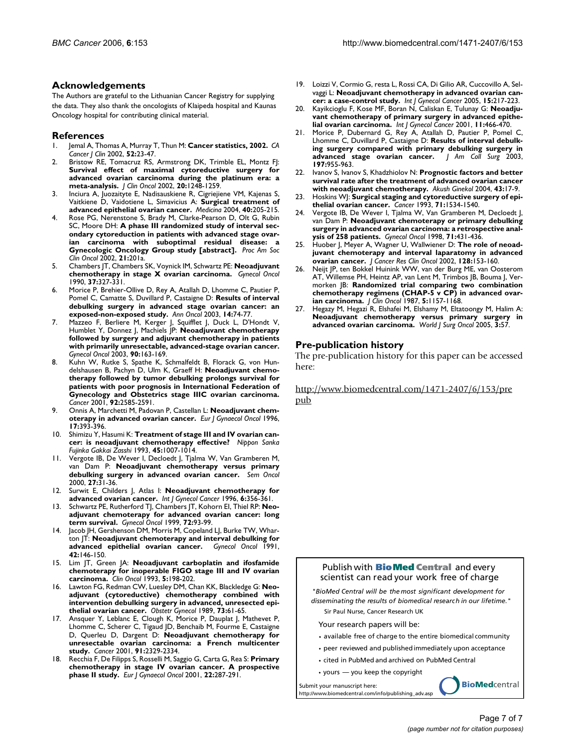## Acknowledgements

The Authors are grateful to the Lithuanian Cancer Registry for supplying the data. They also thank the oncologists of Klaipeda hospital and Kaunas Oncology hospital for contributing clinical material.

## References

1. Jemal A, Thomas A, Murray T, Thun M: **Cancer statistics, 2002.** *CA Cancer J Clin* 2002, **52:**23-47.
2. Bristow RE, Tomacruz RS, Armstrong DK, Trimble EL, Montz FJ: **Survival effect of maximal cytoreductive surgery for advanced ovarian carcinoma during the platinum era: a meta-analysis.** *J Clin Oncol* 2002, **20:**1248-1259.
3. Inciura A, Juozaityte E, Nadisauskiene R, Cigriejiene VM, Kajenas S, Vaitkiene D, Vaidotiene L, Simavicius A: **Surgical treatment of advanced epithelial ovarian cancer.** *Medicina* 2004, **40:**205-215.
4. Rose PG, Nerenstone S, Brady M, Clarke-Pearson D, Olt G, Rubin SC, Moore DH: **A phase III randomized study of interval secondary cytoreduction in patients with advanced stage ovarian carcinoma with suboptimal residual disease: a Gynecologic Oncology Group study [abstract].** *Proc Am Soc Clin Oncol* 2002, **21:**201a.
5. Chambers JT, Chambers SK, Voynick IM, Schwartz PE: **Neoadjuvant chemotherapy in stage X ovarian carcinoma.** *Gynecol Oncol* 1990, **37:**327-331.
6. Morice P, Brehier-Ollive D, Rey A, Atallah D, Lhomme C, Pautier P, Pomel C, Camatte S, Duvillard P, Castaigne D: **Results of interval debulking surgery in advanced stage ovarian cancer: an exposed-non-exposed study.** *Ann Oncol* 2003, **14:**74-77.
7. Mazzeo F, Berliere M, Kerger J, Squifflet J, Duck L, D'Hondt V, Humblet Y, Donnez J, Machiels JP: **Neoadjuvant chemotherapy followed by surgery and adjuvant chemotherapy in patients with primarily unresectable, advanced-stage ovarian cancer.** *Gynecol Oncol* 2003, **90:**163-169.
8. Kuhn W, Rutke S, Spathe K, Schmalfeldt B, Florack G, von Hundelshausen B, Pachyn D, Ulm K, Graeff H: **Neoadjuvant chemotherapy followed by tumor debulking prolongs survival for patients with poor prognosis in International Federation of Gynecology and Obstetrics stage IIIC ovarian carcinoma.** *Cancer* 2001, **92:**2585-2591.
9. Onnis A, Marchetti M, Padovan P, Castellan L: **Neoadjuvant chemoterapy in advanced ovarian cancer.** *Eur J Gynaecol Oncol* 1996, **17:**393-396.
10. Shimizu Y, Hasumi K: **Treatment of stage III and IV ovarian cancer: is neoadjuvant chemotherapy effective?** *Nippon Sanka Fujinka Gakkai Zasshi* 1993, **45:**1007-1014.
11. Vergote IB, De Wever I, Decloedt J, Tjalma W, Van Gramberen M, van Dam P: **Neoadjuvant chemotherapy versus primary debulking surgery in advanced ovarian cancer.** *Sem Oncol* 2000, **27:**31-36.
12. Surwit E, Childers J, Atlas I: **Neoadjuvant chemotherapy for advanced ovarian cancer.** *Int J Gynecol Cancer* 1996, **6:**356-361.
13. Schwartz PE, Rutherford TJ, Chambers JT, Kohorn EI, Thiel RP: **Neoadjuvant chemotherapy for advanced ovarian cancer: long term survival.** *Gynecol Oncol* 1999, **72:**93-99.
14. Jacob JH, Gershenson DM, Morris M, Copeland LJ, Burke TW, Wharton JT: **Neoadjuvant chemotherapy and interval debulking for advanced epithelial ovarian cancer.** *Gynecol Oncol* 1991, **42:**146-150.
15. Lim JT, Green JA: **Neoadjuvant carboplatin and ifosfamide chemotherapy for inoperable FIGO stage III and IV ovarian carcinoma.** *Clin Oncol* 1993, **5:**198-202.
16. Lawton FG, Redman CW, Luesley DM, Chan KK, Blackledge G: **Neoadjuvant (cytoreductive) chemotherapy combined with intervention debulking surgery in advanced, unresected epithelial ovarian cancer.** *Obstetr Gynecol* 1989, **73:**61-65.
17. Ansquer Y, Leblanc E, Clough K, Morice P, Dauplat J, Mathevet P, Lhomme C, Scherer C, Tigaud JD, Benchaib M, Fourme E, Castaigne D, Querleu D, Dargent D: **Neoadjuvant chemotherapy for unresectable ovarian carcinoma: a French multicenter study.** *Cancer* 2001, **91:**2329-2334.
18. Recchia F, De Filipps S, Rosselli M, Saggio G, Carta G, Rea S: **Primary chemotherapy in stage IV ovarian cancer. A prospective phase II study.** *Eur J Gynaecol Oncol* 2001, **22:**287-291.
19. Loizzi V, Cormio G, resta L, Rossi CA, Di Gilio AR, Cuccovillo A, Selvaggi L: **Neoadjuvant chemotherapy in advanced ovarian cancer: a case-control study.** *Int J Gynecol Cancer* 2005, **15:**217-223.
20. Kayikcioglu F, Kose MF, Boran N, Caliskan E, Tulunay G: **Neoadjuvant chemotherapy of primary surgery in advanced epithelial ovarian carcinoma.** *Int J Gynecol Cancer* 2001, **11:**466-470.
21. Morice P, Dubernard G, Rey A, Atallah D, Pautier P, Pomel C, Lhomme C, Duvillard P, Castaigne D: **Results of interval debulking surgery compared with primary debulking surgery in advanced stage ovarian cancer.** *J Am Coll Surg* 2003, **197:**955-963.
22. Ivanov S, Ivanov S, Khadzhiolov N: **Prognostic factors and better survival rate after the treatment of advanced ovarian cancer with neoadjuvant chemotherapy.** *Akush Ginekol* 2004, **43:**17-9.
23. Hoskins WJ: **Surgical staging and cytoreductive surgery of epithelial ovarian cancer.** *Cancer* 1993, **71:**1534-1540.
24. Vergote IB, De Wever I, Tjalma W, Van Gramberen M, Decloedt J, van Dam P: **Neoadjuvant chemotherapy or primary debulking surgery in advanced ovarian carcinoma: a retrospective analysis of 258 patients.** *Gynecol Oncol* 1998, **71:**431-436.
25. Huober J, Meyer A, Wagner U, Wallwiener D: **The role of neoadjuvant chemotherapy and interval laparatomy in advanced ovarian cancer.** *J Cancer Res Clin Oncol* 2002, **128:**153-160.
26. Neijt JP, ten Bokkel Huinink WW, van der Burg ME, van Oosterom AT, Willemse PH, Heintz AP, van Lent M, Trimbos JB, Bouma J, Vermorken JB: **Randomized trial comparing two combination chemotherapy regimens (CHAP-5 v CP) in advanced ovarian carcinoma.** *J Clin Oncol* 1987, **5:**1157-1168.
27. Hegazy M, Hegazi R, Elshafei M, Elshamy M, Eltatoongy M, Halim A: **Neoadjuvant chemotherapy versus primary surgery in advanced ovarian carcinoma.** *World J Surg Oncol* 2005, **3:**57.

## Pre-publication history

The pre-publication history for this paper can be accessed here:

http://www.biomedcentral.com/1471-2407/6/153/prepub

Publish with **BioMed Central** and every scientist can read your work free of charge

*"BioMed Central will be the most significant development for disseminating the results of biomedical research in our lifetime."*

Sir Paul Nurse, Cancer Research UK

Your research papers will be:

- available free of charge to the entire biomedical community
- peer reviewed and published immediately upon acceptance
- cited in PubMed and archived on PubMed Central
- yours — you keep the copyright

Submit your manuscript here:
http://www.biomedcentral.com/info/publishing_adv.asp

BioMedcentral